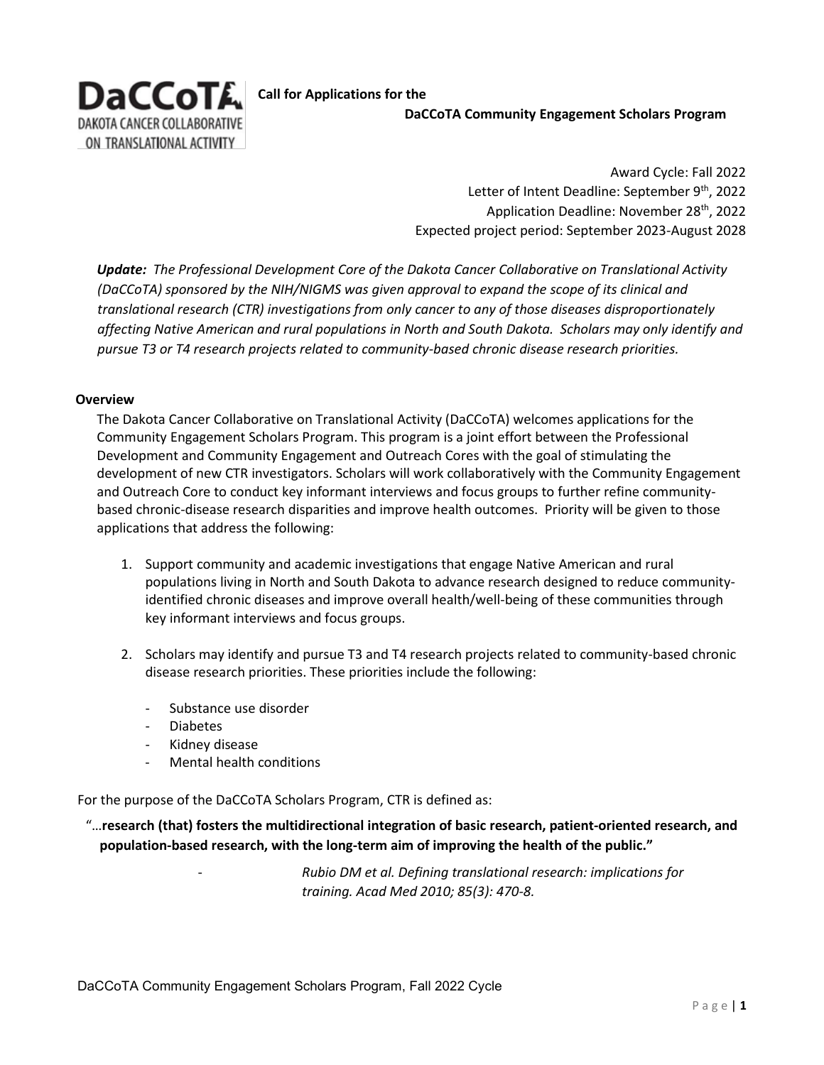**DaCCoTA**
DAKOTA CANCER COLLABORATIVE ON TRANSLATIONAL ACTIVITY

**Call for Applications for the**
**DaCCoTA Community Engagement Scholars Program**

Award Cycle: Fall 2022
Letter of Intent Deadline: September 9th, 2022
Application Deadline: November 28th, 2022
Expected project period: September 2023-August 2028

***Update:*** *The Professional Development Core of the Dakota Cancer Collaborative on Translational Activity (DaCCoTA) sponsored by the NIH/NIGMS was given approval to expand the scope of its clinical and translational research (CTR) investigations from only cancer to any of those diseases disproportionately affecting Native American and rural populations in North and South Dakota. Scholars may only identify and pursue T3 or T4 research projects related to community-based chronic disease research priorities.*

## Overview

The Dakota Cancer Collaborative on Translational Activity (DaCCoTA) welcomes applications for the Community Engagement Scholars Program. This program is a joint effort between the Professional Development and Community Engagement and Outreach Cores with the goal of stimulating the development of new CTR investigators. Scholars will work collaboratively with the Community Engagement and Outreach Core to conduct key informant interviews and focus groups to further refine community-based chronic-disease research disparities and improve health outcomes. Priority will be given to those applications that address the following:

1. Support community and academic investigations that engage Native American and rural populations living in North and South Dakota to advance research designed to reduce community-identified chronic diseases and improve overall health/well-being of these communities through key informant interviews and focus groups.

2. Scholars may identify and pursue T3 and T4 research projects related to community-based chronic disease research priorities. These priorities include the following:

   - Substance use disorder
   - Diabetes
   - Kidney disease
   - Mental health conditions

For the purpose of the DaCCoTA Scholars Program, CTR is defined as:

"…**research (that) fosters the multidirectional integration of basic research, patient-oriented research, and population-based research, with the long-term aim of improving the health of the public."**

\- *Rubio DM et al. Defining translational research: implications for training. Acad Med 2010; 85(3): 470-8.*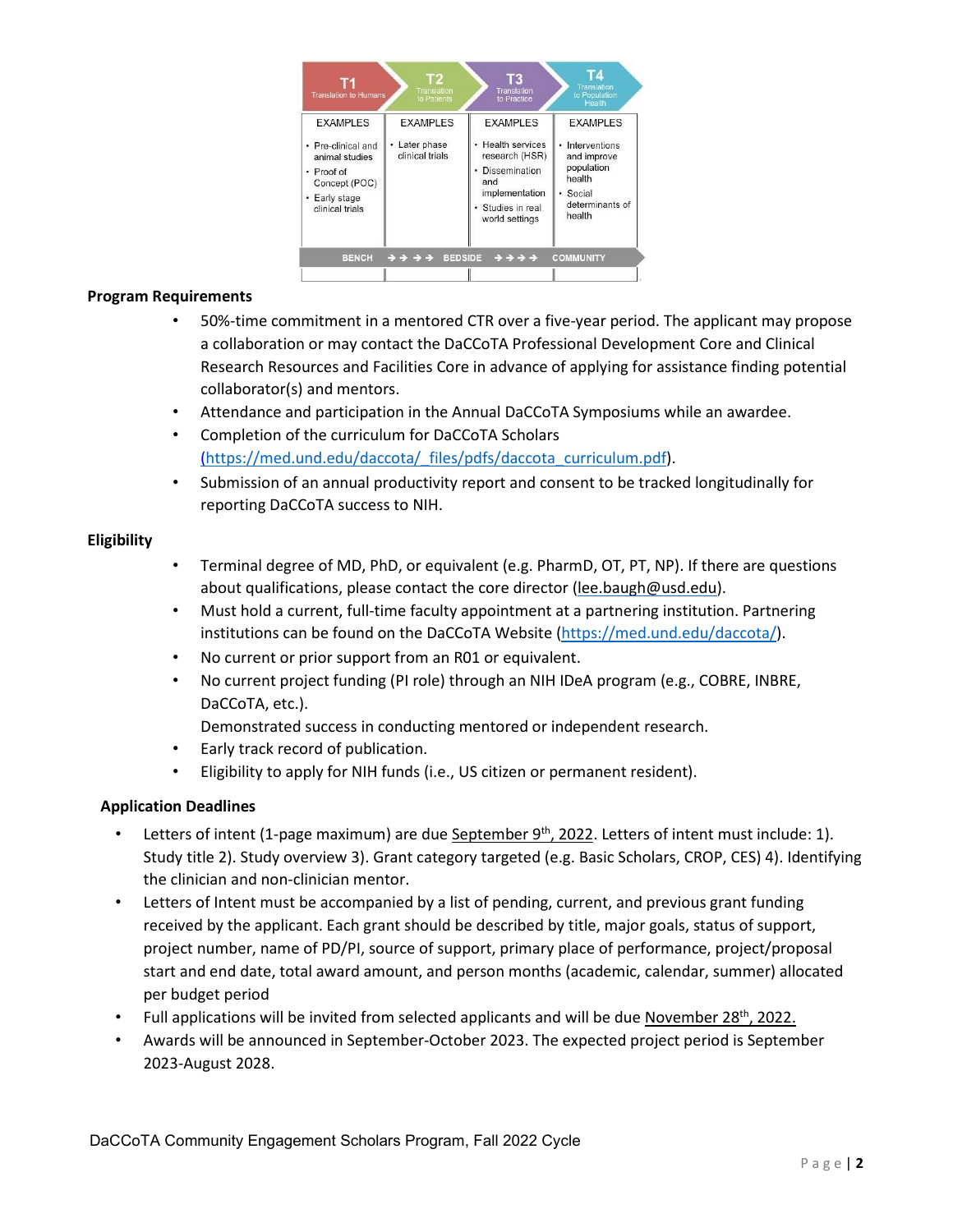| T1 Translation to Humans | T2 Translation to Patients | T3 Translation to Practice | T4 Translation to Population Health |
|---|---|---|---|
| EXAMPLES | EXAMPLES | EXAMPLES | EXAMPLES |
| • Pre-clinical and animal studies<br>• Proof of Concept (POC)<br>• Early stage clinical trials | • Later phase clinical trials | • Health services research (HSR)<br>• Dissemination and implementation<br>• Studies in real world settings | • Interventions and improve population health<br>• Social determinants of health |
| BENCH → → → → | BEDSIDE → → → → | | COMMUNITY |

**Program Requirements**

- 50%-time commitment in a mentored CTR over a five-year period. The applicant may propose a collaboration or may contact the DaCCoTA Professional Development Core and Clinical Research Resources and Facilities Core in advance of applying for assistance finding potential collaborator(s) and mentors.
- Attendance and participation in the Annual DaCCoTA Symposiums while an awardee.
- Completion of the curriculum for DaCCoTA Scholars (https://med.und.edu/daccota/_files/pdfs/daccota_curriculum.pdf).
- Submission of an annual productivity report and consent to be tracked longitudinally for reporting DaCCoTA success to NIH.

**Eligibility**

- Terminal degree of MD, PhD, or equivalent (e.g. PharmD, OT, PT, NP). If there are questions about qualifications, please contact the core director (lee.baugh@usd.edu).
- Must hold a current, full-time faculty appointment at a partnering institution. Partnering institutions can be found on the DaCCoTA Website (https://med.und.edu/daccota/).
- No current or prior support from an R01 or equivalent.
- No current project funding (PI role) through an NIH IDeA program (e.g., COBRE, INBRE, DaCCoTA, etc.).
  Demonstrated success in conducting mentored or independent research.
- Early track record of publication.
- Eligibility to apply for NIH funds (i.e., US citizen or permanent resident).

**Application Deadlines**

- Letters of intent (1-page maximum) are due September 9th, 2022. Letters of intent must include: 1). Study title 2). Study overview 3). Grant category targeted (e.g. Basic Scholars, CROP, CES) 4). Identifying the clinician and non-clinician mentor.
- Letters of Intent must be accompanied by a list of pending, current, and previous grant funding received by the applicant. Each grant should be described by title, major goals, status of support, project number, name of PD/PI, source of support, primary place of performance, project/proposal start and end date, total award amount, and person months (academic, calendar, summer) allocated per budget period
- Full applications will be invited from selected applicants and will be due November 28th, 2022.
- Awards will be announced in September-October 2023. The expected project period is September 2023-August 2028.

DaCCoTA Community Engagement Scholars Program, Fall 2022 Cycle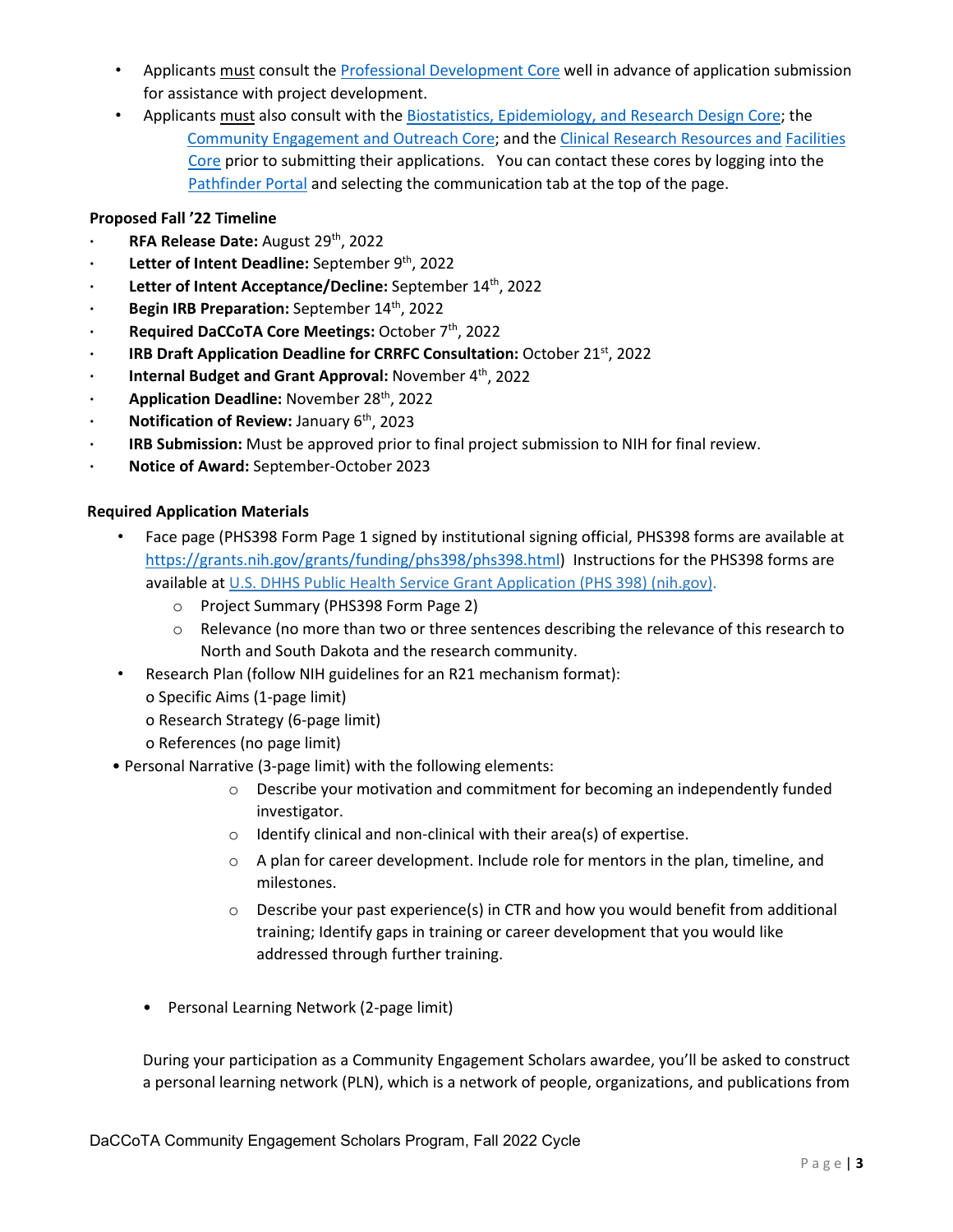- Applicants must consult the Professional Development Core well in advance of application submission for assistance with project development.
- Applicants must also consult with the Biostatistics, Epidemiology, and Research Design Core; the Community Engagement and Outreach Core; and the Clinical Research Resources and Facilities Core prior to submitting their applications. You can contact these cores by logging into the Pathfinder Portal and selecting the communication tab at the top of the page.

**Proposed Fall '22 Timeline**

- **RFA Release Date:** August 29th, 2022
- **Letter of Intent Deadline:** September 9th, 2022
- **Letter of Intent Acceptance/Decline:** September 14th, 2022
- **Begin IRB Preparation:** September 14th, 2022
- **Required DaCCoTA Core Meetings:** October 7th, 2022
- **IRB Draft Application Deadline for CRRFC Consultation:** October 21st, 2022
- **Internal Budget and Grant Approval:** November 4th, 2022
- **Application Deadline:** November 28th, 2022
- **Notification of Review:** January 6th, 2023
- **IRB Submission:** Must be approved prior to final project submission to NIH for final review.
- **Notice of Award:** September-October 2023

**Required Application Materials**

- Face page (PHS398 Form Page 1 signed by institutional signing official, PHS398 forms are available at https://grants.nih.gov/grants/funding/phs398/phs398.html) Instructions for the PHS398 forms are available at U.S. DHHS Public Health Service Grant Application (PHS 398) (nih.gov).
  - Project Summary (PHS398 Form Page 2)
  - Relevance (no more than two or three sentences describing the relevance of this research to North and South Dakota and the research community.
- Research Plan (follow NIH guidelines for an R21 mechanism format):
  - Specific Aims (1-page limit)
  - Research Strategy (6-page limit)
  - References (no page limit)
- Personal Narrative (3-page limit) with the following elements:
  - Describe your motivation and commitment for becoming an independently funded investigator.
  - Identify clinical and non-clinical with their area(s) of expertise.
  - A plan for career development. Include role for mentors in the plan, timeline, and milestones.
  - Describe your past experience(s) in CTR and how you would benefit from additional training; Identify gaps in training or career development that you would like addressed through further training.
- Personal Learning Network (2-page limit)

During your participation as a Community Engagement Scholars awardee, you'll be asked to construct a personal learning network (PLN), which is a network of people, organizations, and publications from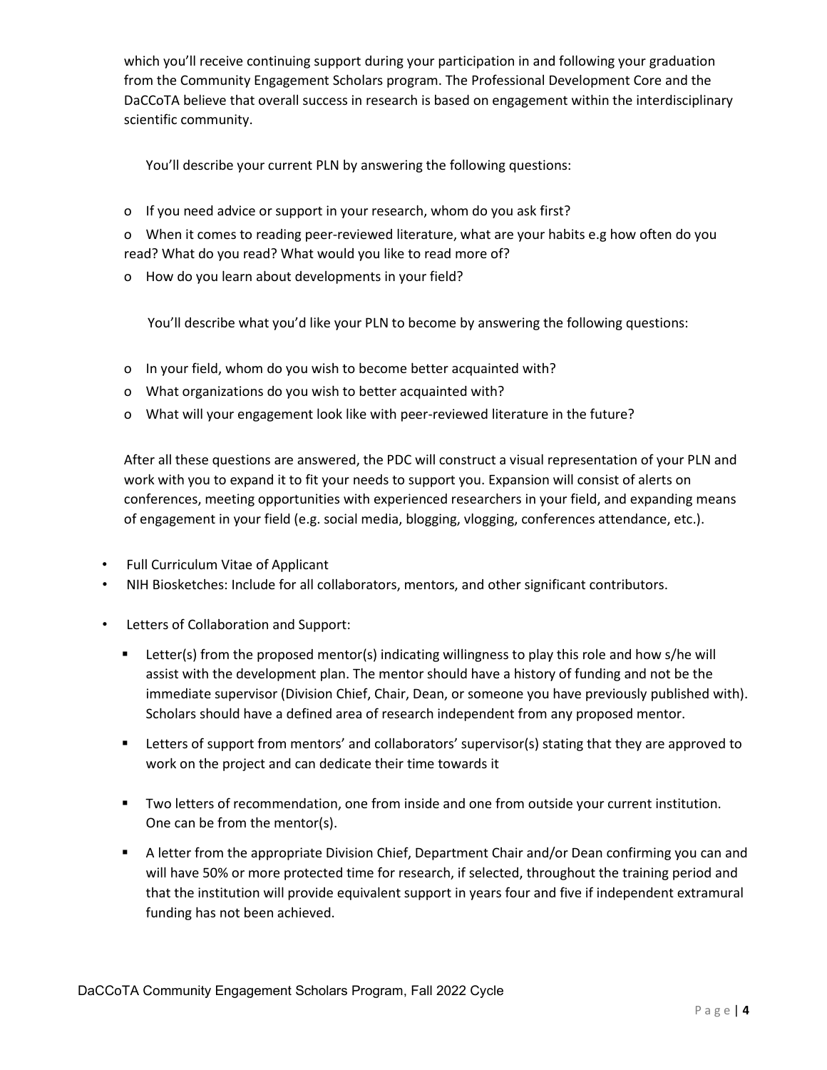which you'll receive continuing support during your participation in and following your graduation from the Community Engagement Scholars program. The Professional Development Core and the DaCCoTA believe that overall success in research is based on engagement within the interdisciplinary scientific community.

You'll describe your current PLN by answering the following questions:

- If you need advice or support in your research, whom do you ask first?
- When it comes to reading peer-reviewed literature, what are your habits e.g how often do you read? What do you read? What would you like to read more of?
- How do you learn about developments in your field?

You'll describe what you'd like your PLN to become by answering the following questions:

- In your field, whom do you wish to become better acquainted with?
- What organizations do you wish to better acquainted with?
- What will your engagement look like with peer-reviewed literature in the future?

After all these questions are answered, the PDC will construct a visual representation of your PLN and work with you to expand it to fit your needs to support you. Expansion will consist of alerts on conferences, meeting opportunities with experienced researchers in your field, and expanding means of engagement in your field (e.g. social media, blogging, vlogging, conferences attendance, etc.).

- Full Curriculum Vitae of Applicant
- NIH Biosketches: Include for all collaborators, mentors, and other significant contributors.
- Letters of Collaboration and Support:
  - Letter(s) from the proposed mentor(s) indicating willingness to play this role and how s/he will assist with the development plan. The mentor should have a history of funding and not be the immediate supervisor (Division Chief, Chair, Dean, or someone you have previously published with). Scholars should have a defined area of research independent from any proposed mentor.
  - Letters of support from mentors' and collaborators' supervisor(s) stating that they are approved to work on the project and can dedicate their time towards it
  - Two letters of recommendation, one from inside and one from outside your current institution. One can be from the mentor(s).
  - A letter from the appropriate Division Chief, Department Chair and/or Dean confirming you can and will have 50% or more protected time for research, if selected, throughout the training period and that the institution will provide equivalent support in years four and five if independent extramural funding has not been achieved.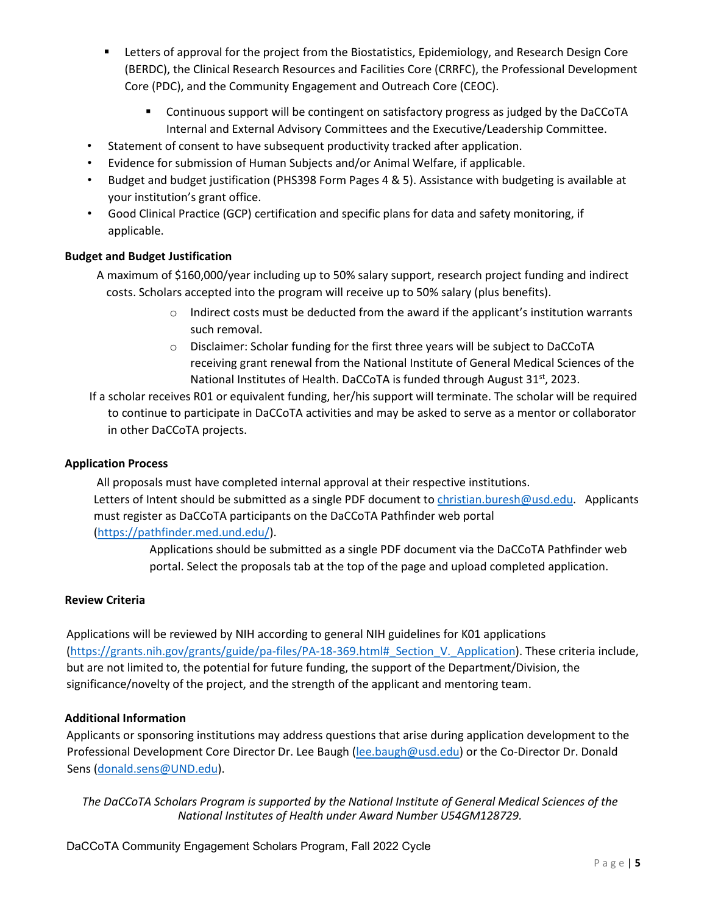- Letters of approval for the project from the Biostatistics, Epidemiology, and Research Design Core (BERDC), the Clinical Research Resources and Facilities Core (CRRFC), the Professional Development Core (PDC), and the Community Engagement and Outreach Core (CEOC).
    - Continuous support will be contingent on satisfactory progress as judged by the DaCCoTA Internal and External Advisory Committees and the Executive/Leadership Committee.
- Statement of consent to have subsequent productivity tracked after application.
- Evidence for submission of Human Subjects and/or Animal Welfare, if applicable.
- Budget and budget justification (PHS398 Form Pages 4 & 5). Assistance with budgeting is available at your institution's grant office.
- Good Clinical Practice (GCP) certification and specific plans for data and safety monitoring, if applicable.

**Budget and Budget Justification**

A maximum of $160,000/year including up to 50% salary support, research project funding and indirect costs. Scholars accepted into the program will receive up to 50% salary (plus benefits).

- Indirect costs must be deducted from the award if the applicant's institution warrants such removal.
- Disclaimer: Scholar funding for the first three years will be subject to DaCCoTA receiving grant renewal from the National Institute of General Medical Sciences of the National Institutes of Health. DaCCoTA is funded through August 31st, 2023.

If a scholar receives R01 or equivalent funding, her/his support will terminate. The scholar will be required to continue to participate in DaCCoTA activities and may be asked to serve as a mentor or collaborator in other DaCCoTA projects.

**Application Process**

All proposals must have completed internal approval at their respective institutions.

Letters of Intent should be submitted as a single PDF document to christian.buresh@usd.edu. Applicants must register as DaCCoTA participants on the DaCCoTA Pathfinder web portal (https://pathfinder.med.und.edu/).

Applications should be submitted as a single PDF document via the DaCCoTA Pathfinder web portal. Select the proposals tab at the top of the page and upload completed application.

**Review Criteria**

Applications will be reviewed by NIH according to general NIH guidelines for K01 applications (https://grants.nih.gov/grants/guide/pa-files/PA-18-369.html#_Section_V._Application). These criteria include, but are not limited to, the potential for future funding, the support of the Department/Division, the significance/novelty of the project, and the strength of the applicant and mentoring team.

**Additional Information**

Applicants or sponsoring institutions may address questions that arise during application development to the Professional Development Core Director Dr. Lee Baugh (lee.baugh@usd.edu) or the Co-Director Dr. Donald Sens (donald.sens@UND.edu).

*The DaCCoTA Scholars Program is supported by the National Institute of General Medical Sciences of the National Institutes of Health under Award Number U54GM128729.*

DaCCoTA Community Engagement Scholars Program, Fall 2022 Cycle